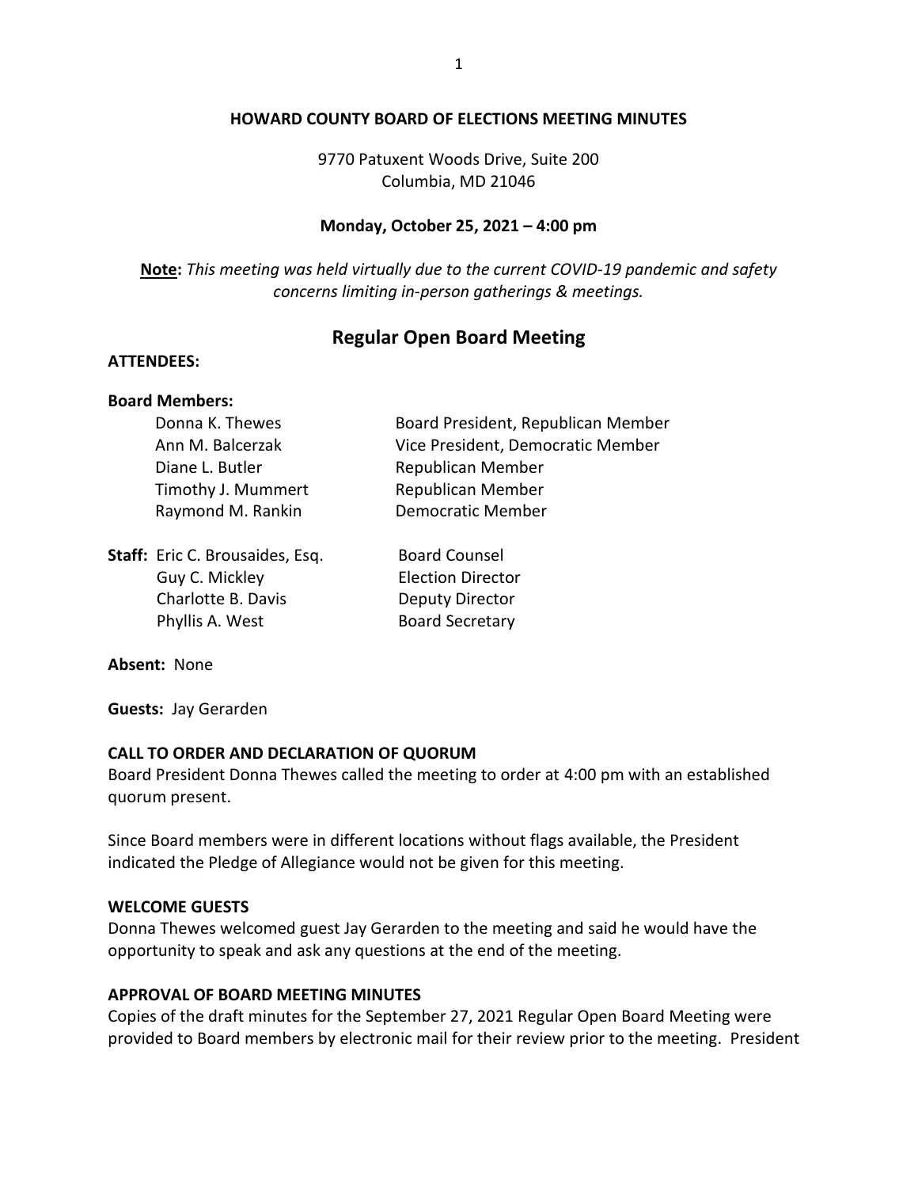# HOWARD COUNTY BOARD OF ELECTIONS MEETING MINUTES

9770 Patuxent Woods Drive, Suite 200
Columbia, MD 21046

**Monday, October 25, 2021 – 4:00 pm**

**Note:** *This meeting was held virtually due to the current COVID-19 pandemic and safety concerns limiting in-person gatherings & meetings.*

## Regular Open Board Meeting

**ATTENDEES:**

**Board Members:**

| | |
|---|---|
| Donna K. Thewes | Board President, Republican Member |
| Ann M. Balcerzak | Vice President, Democratic Member |
| Diane L. Butler | Republican Member |
| Timothy J. Mummert | Republican Member |
| Raymond M. Rankin | Democratic Member |

**Staff:**

| | |
|---|---|
| Eric C. Brousaides, Esq. | Board Counsel |
| Guy C. Mickley | Election Director |
| Charlotte B. Davis | Deputy Director |
| Phyllis A. West | Board Secretary |

**Absent:** None

**Guests:** Jay Gerarden

**CALL TO ORDER AND DECLARATION OF QUORUM**

Board President Donna Thewes called the meeting to order at 4:00 pm with an established quorum present.

Since Board members were in different locations without flags available, the President indicated the Pledge of Allegiance would not be given for this meeting.

**WELCOME GUESTS**

Donna Thewes welcomed guest Jay Gerarden to the meeting and said he would have the opportunity to speak and ask any questions at the end of the meeting.

**APPROVAL OF BOARD MEETING MINUTES**

Copies of the draft minutes for the September 27, 2021 Regular Open Board Meeting were provided to Board members by electronic mail for their review prior to the meeting. President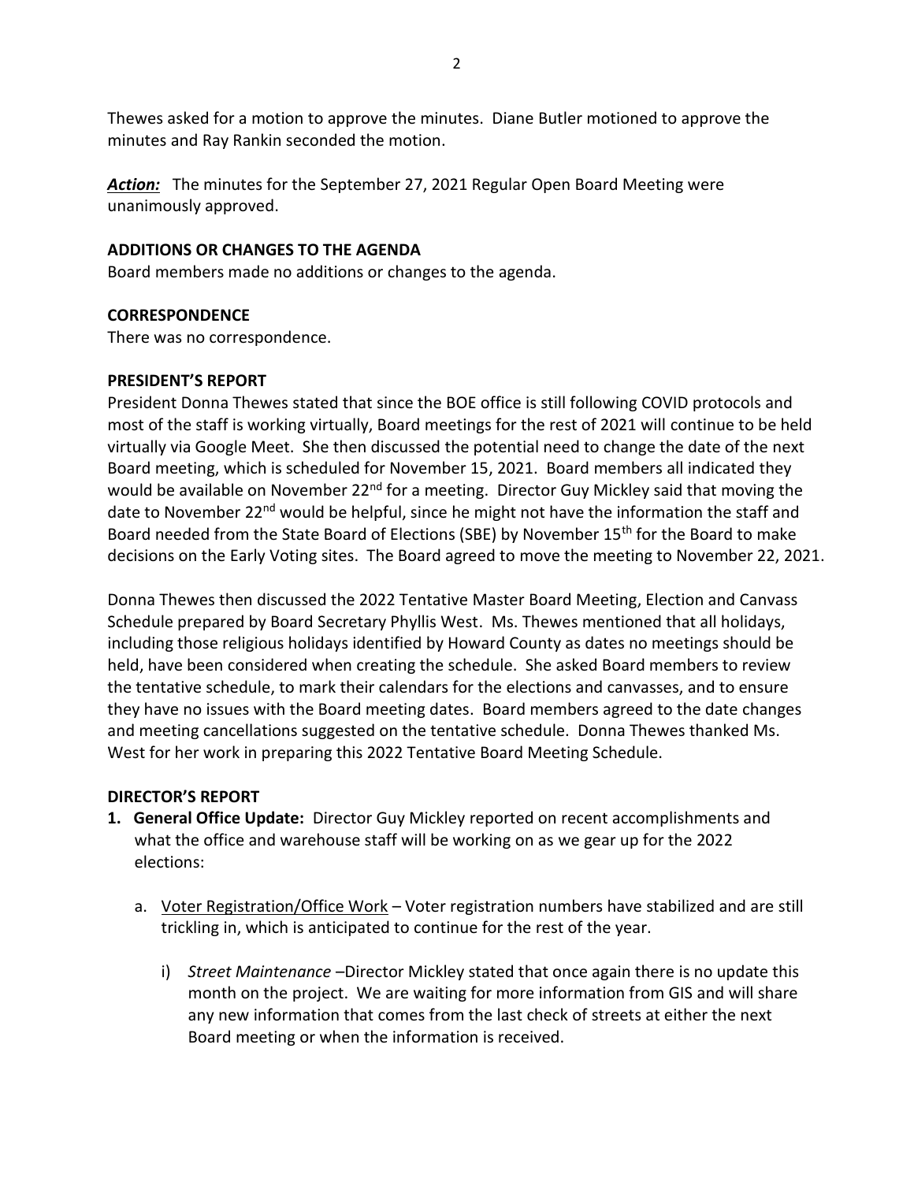Thewes asked for a motion to approve the minutes. Diane Butler motioned to approve the minutes and Ray Rankin seconded the motion.

***Action:*** The minutes for the September 27, 2021 Regular Open Board Meeting were unanimously approved.

**ADDITIONS OR CHANGES TO THE AGENDA**

Board members made no additions or changes to the agenda.

**CORRESPONDENCE**

There was no correspondence.

**PRESIDENT'S REPORT**

President Donna Thewes stated that since the BOE office is still following COVID protocols and most of the staff is working virtually, Board meetings for the rest of 2021 will continue to be held virtually via Google Meet. She then discussed the potential need to change the date of the next Board meeting, which is scheduled for November 15, 2021. Board members all indicated they would be available on November 22nd for a meeting. Director Guy Mickley said that moving the date to November 22nd would be helpful, since he might not have the information the staff and Board needed from the State Board of Elections (SBE) by November 15th for the Board to make decisions on the Early Voting sites. The Board agreed to move the meeting to November 22, 2021.

Donna Thewes then discussed the 2022 Tentative Master Board Meeting, Election and Canvass Schedule prepared by Board Secretary Phyllis West. Ms. Thewes mentioned that all holidays, including those religious holidays identified by Howard County as dates no meetings should be held, have been considered when creating the schedule. She asked Board members to review the tentative schedule, to mark their calendars for the elections and canvasses, and to ensure they have no issues with the Board meeting dates. Board members agreed to the date changes and meeting cancellations suggested on the tentative schedule. Donna Thewes thanked Ms. West for her work in preparing this 2022 Tentative Board Meeting Schedule.

**DIRECTOR'S REPORT**

1. **General Office Update:** Director Guy Mickley reported on recent accomplishments and what the office and warehouse staff will be working on as we gear up for the 2022 elections:

   a. Voter Registration/Office Work – Voter registration numbers have stabilized and are still trickling in, which is anticipated to continue for the rest of the year.

      i) *Street Maintenance* –Director Mickley stated that once again there is no update this month on the project. We are waiting for more information from GIS and will share any new information that comes from the last check of streets at either the next Board meeting or when the information is received.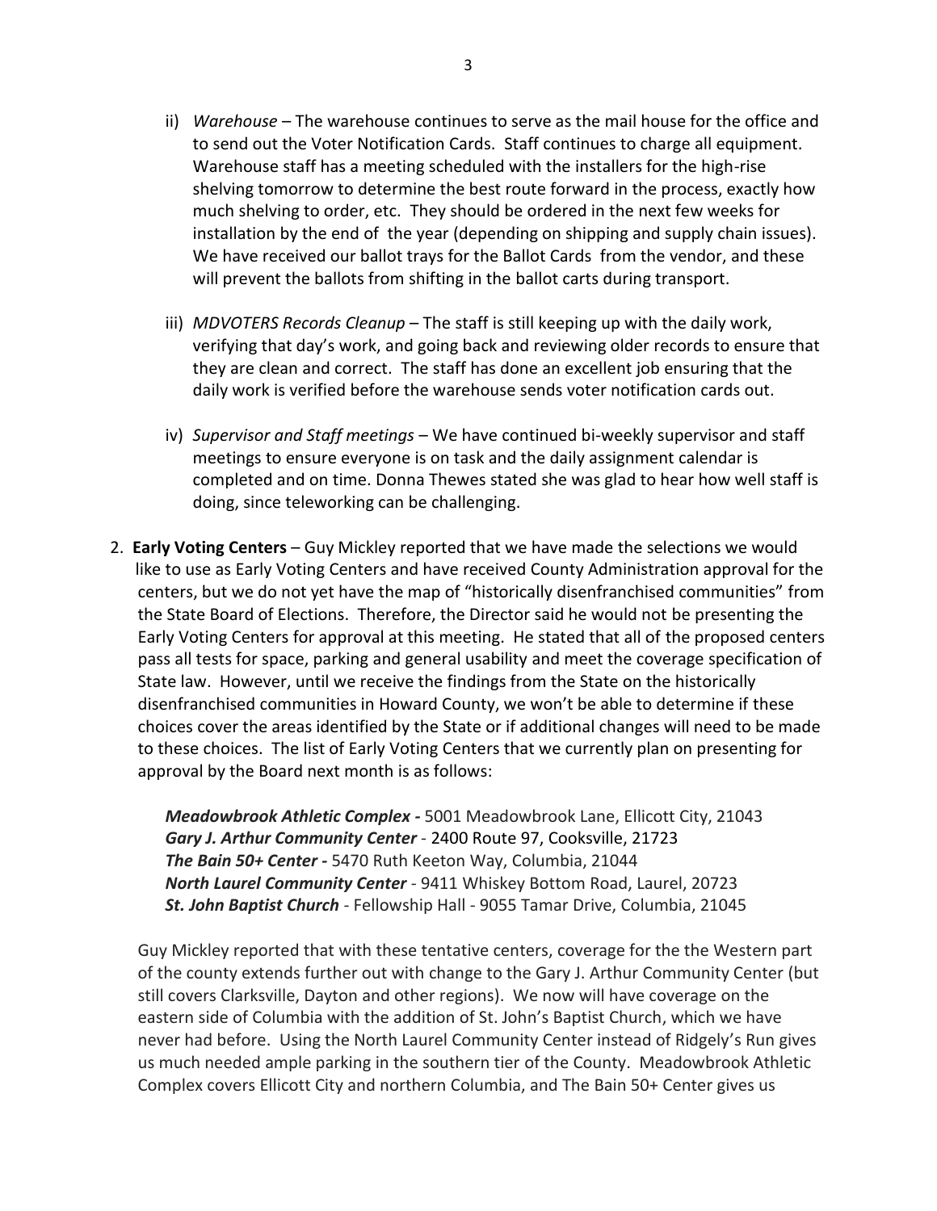ii) *Warehouse* – The warehouse continues to serve as the mail house for the office and to send out the Voter Notification Cards. Staff continues to charge all equipment. Warehouse staff has a meeting scheduled with the installers for the high-rise shelving tomorrow to determine the best route forward in the process, exactly how much shelving to order, etc. They should be ordered in the next few weeks for installation by the end of the year (depending on shipping and supply chain issues). We have received our ballot trays for the Ballot Cards from the vendor, and these will prevent the ballots from shifting in the ballot carts during transport.

iii) *MDVOTERS Records Cleanup* – The staff is still keeping up with the daily work, verifying that day's work, and going back and reviewing older records to ensure that they are clean and correct. The staff has done an excellent job ensuring that the daily work is verified before the warehouse sends voter notification cards out.

iv) *Supervisor and Staff meetings* – We have continued bi-weekly supervisor and staff meetings to ensure everyone is on task and the daily assignment calendar is completed and on time. Donna Thewes stated she was glad to hear how well staff is doing, since teleworking can be challenging.

2. **Early Voting Centers** – Guy Mickley reported that we have made the selections we would like to use as Early Voting Centers and have received County Administration approval for the centers, but we do not yet have the map of "historically disenfranchised communities" from the State Board of Elections. Therefore, the Director said he would not be presenting the Early Voting Centers for approval at this meeting. He stated that all of the proposed centers pass all tests for space, parking and general usability and meet the coverage specification of State law. However, until we receive the findings from the State on the historically disenfranchised communities in Howard County, we won't be able to determine if these choices cover the areas identified by the State or if additional changes will need to be made to these choices. The list of Early Voting Centers that we currently plan on presenting for approval by the Board next month is as follows:

   ***Meadowbrook Athletic Complex -*** 5001 Meadowbrook Lane, Ellicott City, 21043
   ***Gary J. Arthur Community Center*** - 2400 Route 97, Cooksville, 21723
   ***The Bain 50+ Center -*** 5470 Ruth Keeton Way, Columbia, 21044
   ***North Laurel Community Center*** - 9411 Whiskey Bottom Road, Laurel, 20723
   ***St. John Baptist Church*** - Fellowship Hall - 9055 Tamar Drive, Columbia, 21045

   Guy Mickley reported that with these tentative centers, coverage for the the Western part of the county extends further out with change to the Gary J. Arthur Community Center (but still covers Clarksville, Dayton and other regions). We now will have coverage on the eastern side of Columbia with the addition of St. John's Baptist Church, which we have never had before. Using the North Laurel Community Center instead of Ridgely's Run gives us much needed ample parking in the southern tier of the County. Meadowbrook Athletic Complex covers Ellicott City and northern Columbia, and The Bain 50+ Center gives us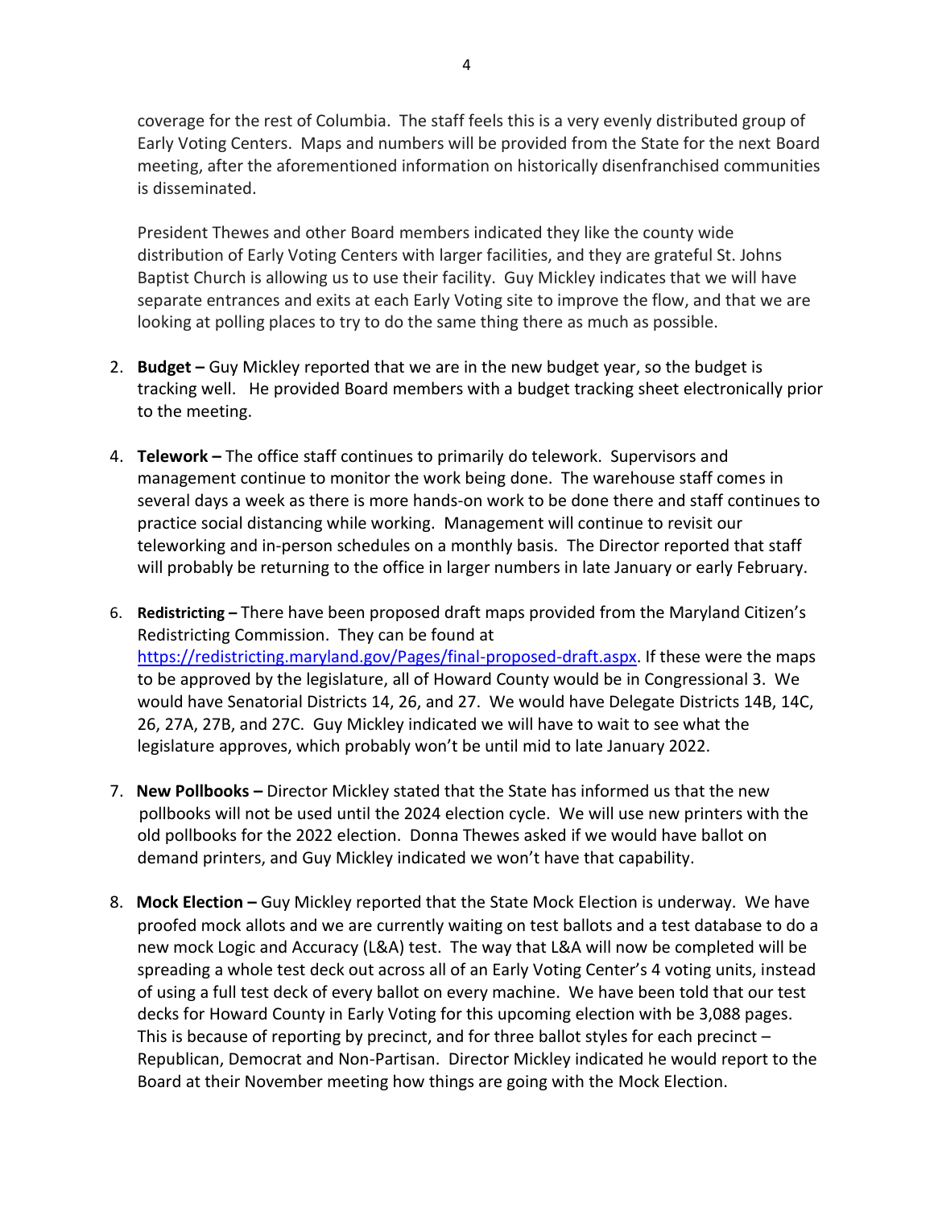coverage for the rest of Columbia. The staff feels this is a very evenly distributed group of Early Voting Centers. Maps and numbers will be provided from the State for the next Board meeting, after the aforementioned information on historically disenfranchised communities is disseminated.

President Thewes and other Board members indicated they like the county wide distribution of Early Voting Centers with larger facilities, and they are grateful St. Johns Baptist Church is allowing us to use their facility. Guy Mickley indicates that we will have separate entrances and exits at each Early Voting site to improve the flow, and that we are looking at polling places to try to do the same thing there as much as possible.

2. **Budget –** Guy Mickley reported that we are in the new budget year, so the budget is tracking well. He provided Board members with a budget tracking sheet electronically prior to the meeting.

4. **Telework –** The office staff continues to primarily do telework. Supervisors and management continue to monitor the work being done. The warehouse staff comes in several days a week as there is more hands-on work to be done there and staff continues to practice social distancing while working. Management will continue to revisit our teleworking and in-person schedules on a monthly basis. The Director reported that staff will probably be returning to the office in larger numbers in late January or early February.

6. **Redistricting –** There have been proposed draft maps provided from the Maryland Citizen's Redistricting Commission. They can be found at https://redistricting.maryland.gov/Pages/final-proposed-draft.aspx. If these were the maps to be approved by the legislature, all of Howard County would be in Congressional 3. We would have Senatorial Districts 14, 26, and 27. We would have Delegate Districts 14B, 14C, 26, 27A, 27B, and 27C. Guy Mickley indicated we will have to wait to see what the legislature approves, which probably won't be until mid to late January 2022.

7. **New Pollbooks –** Director Mickley stated that the State has informed us that the new pollbooks will not be used until the 2024 election cycle. We will use new printers with the old pollbooks for the 2022 election. Donna Thewes asked if we would have ballot on demand printers, and Guy Mickley indicated we won't have that capability.

8. **Mock Election –** Guy Mickley reported that the State Mock Election is underway. We have proofed mock allots and we are currently waiting on test ballots and a test database to do a new mock Logic and Accuracy (L&A) test. The way that L&A will now be completed will be spreading a whole test deck out across all of an Early Voting Center's 4 voting units, instead of using a full test deck of every ballot on every machine. We have been told that our test decks for Howard County in Early Voting for this upcoming election with be 3,088 pages. This is because of reporting by precinct, and for three ballot styles for each precinct – Republican, Democrat and Non-Partisan. Director Mickley indicated he would report to the Board at their November meeting how things are going with the Mock Election.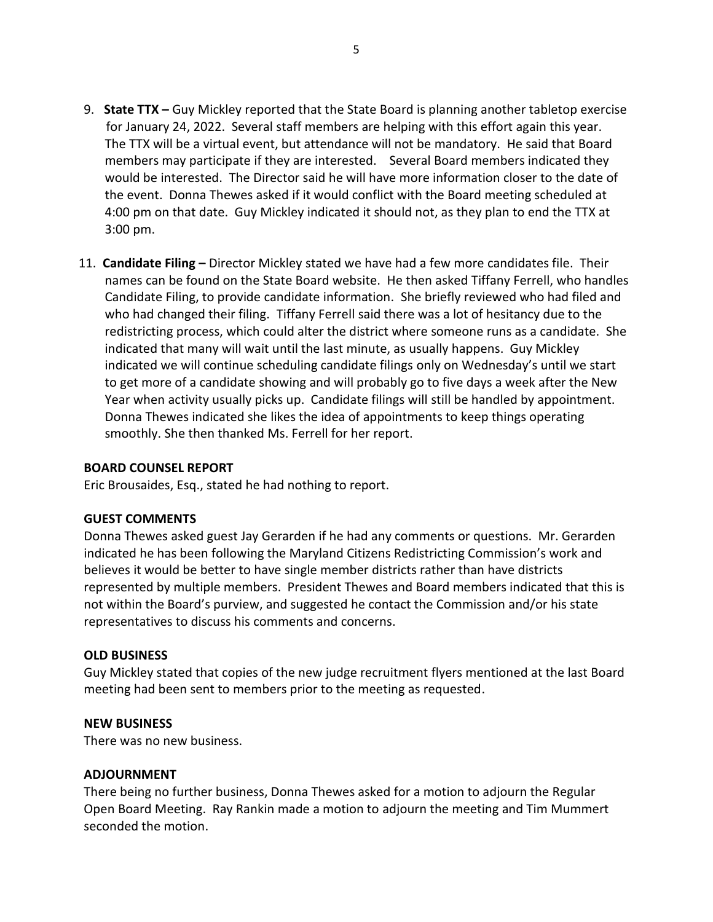9. **State TTX –** Guy Mickley reported that the State Board is planning another tabletop exercise for January 24, 2022. Several staff members are helping with this effort again this year. The TTX will be a virtual event, but attendance will not be mandatory. He said that Board members may participate if they are interested. Several Board members indicated they would be interested. The Director said he will have more information closer to the date of the event. Donna Thewes asked if it would conflict with the Board meeting scheduled at 4:00 pm on that date. Guy Mickley indicated it should not, as they plan to end the TTX at 3:00 pm.

11. **Candidate Filing –** Director Mickley stated we have had a few more candidates file. Their names can be found on the State Board website. He then asked Tiffany Ferrell, who handles Candidate Filing, to provide candidate information. She briefly reviewed who had filed and who had changed their filing. Tiffany Ferrell said there was a lot of hesitancy due to the redistricting process, which could alter the district where someone runs as a candidate. She indicated that many will wait until the last minute, as usually happens. Guy Mickley indicated we will continue scheduling candidate filings only on Wednesday's until we start to get more of a candidate showing and will probably go to five days a week after the New Year when activity usually picks up. Candidate filings will still be handled by appointment. Donna Thewes indicated she likes the idea of appointments to keep things operating smoothly. She then thanked Ms. Ferrell for her report.

**BOARD COUNSEL REPORT**

Eric Brousaides, Esq., stated he had nothing to report.

**GUEST COMMENTS**

Donna Thewes asked guest Jay Gerarden if he had any comments or questions. Mr. Gerarden indicated he has been following the Maryland Citizens Redistricting Commission's work and believes it would be better to have single member districts rather than have districts represented by multiple members. President Thewes and Board members indicated that this is not within the Board's purview, and suggested he contact the Commission and/or his state representatives to discuss his comments and concerns.

**OLD BUSINESS**

Guy Mickley stated that copies of the new judge recruitment flyers mentioned at the last Board meeting had been sent to members prior to the meeting as requested.

**NEW BUSINESS**

There was no new business.

**ADJOURNMENT**

There being no further business, Donna Thewes asked for a motion to adjourn the Regular Open Board Meeting. Ray Rankin made a motion to adjourn the meeting and Tim Mummert seconded the motion.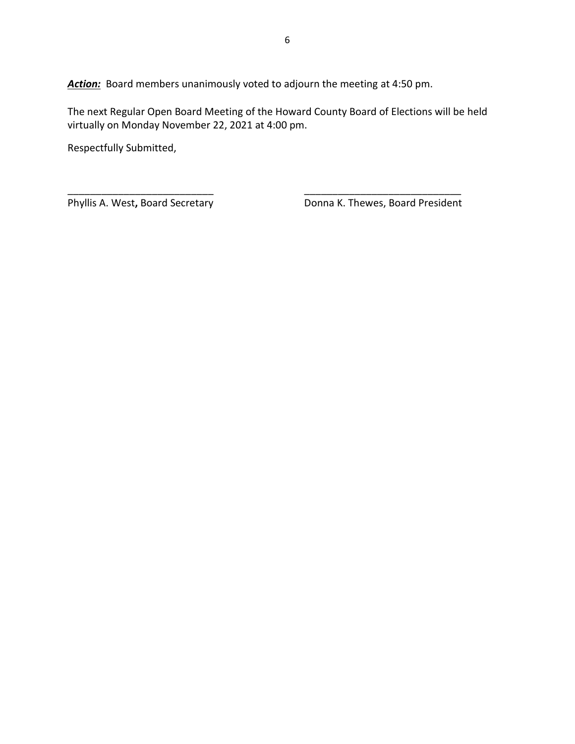***Action:*** Board members unanimously voted to adjourn the meeting at 4:50 pm.

The next Regular Open Board Meeting of the Howard County Board of Elections will be held virtually on Monday November 22, 2021 at 4:00 pm.

Respectfully Submitted,

___________________________ 
Phyllis A. West**,** Board Secretary

_____________________________
Donna K. Thewes, Board President